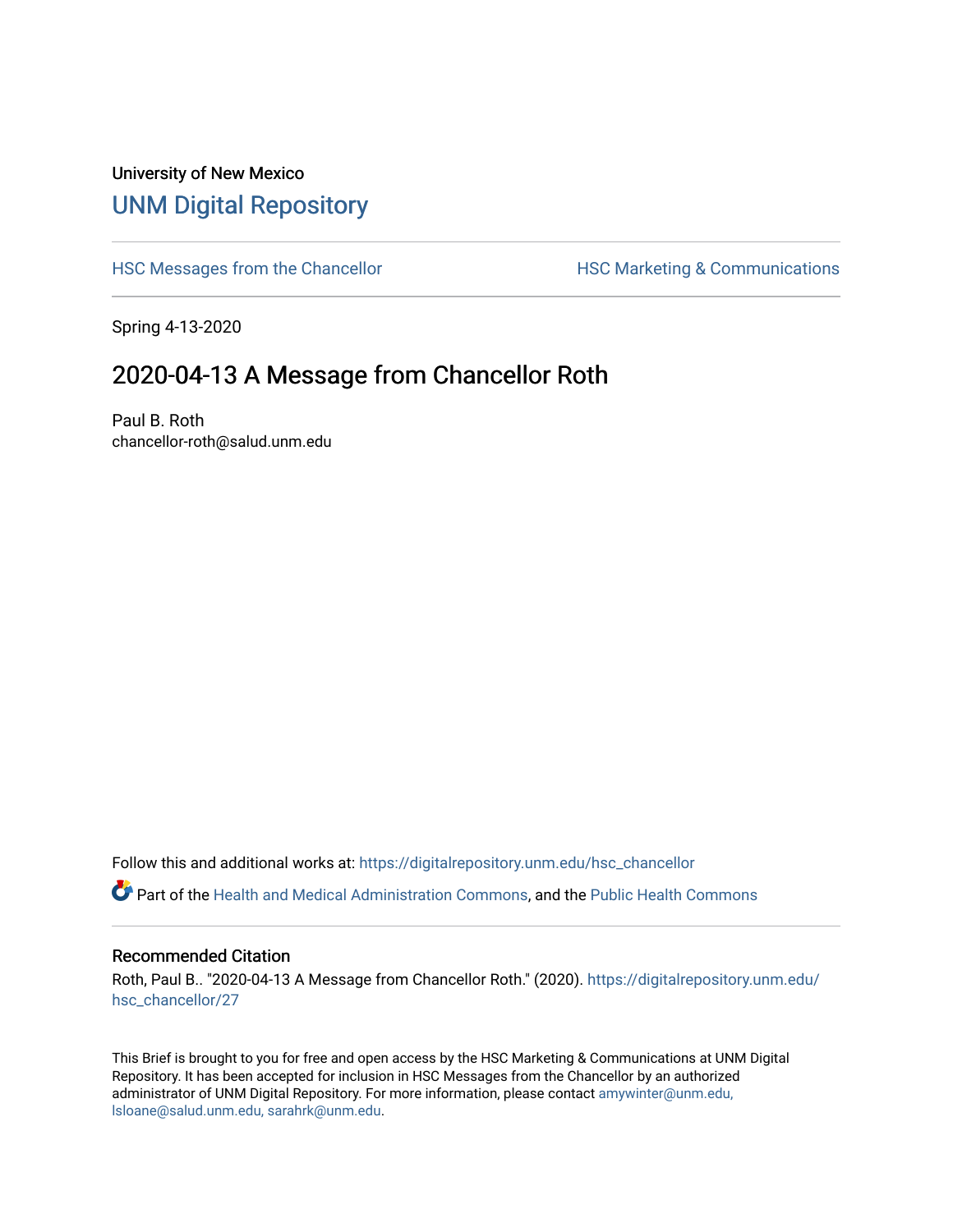University of New Mexico

# UNM Digital Repository

HSC Messages from the Chancellor

HSC Marketing & Communications

Spring 4-13-2020

## 2020-04-13 A Message from Chancellor Roth

Paul B. Roth
chancellor-roth@salud.unm.edu

Follow this and additional works at: https://digitalrepository.unm.edu/hsc_chancellor

Part of the Health and Medical Administration Commons, and the Public Health Commons

### Recommended Citation

Roth, Paul B.. "2020-04-13 A Message from Chancellor Roth." (2020). https://digitalrepository.unm.edu/hsc_chancellor/27

This Brief is brought to you for free and open access by the HSC Marketing & Communications at UNM Digital Repository. It has been accepted for inclusion in HSC Messages from the Chancellor by an authorized administrator of UNM Digital Repository. For more information, please contact amywinter@unm.edu, lsloane@salud.unm.edu, sarahrk@unm.edu.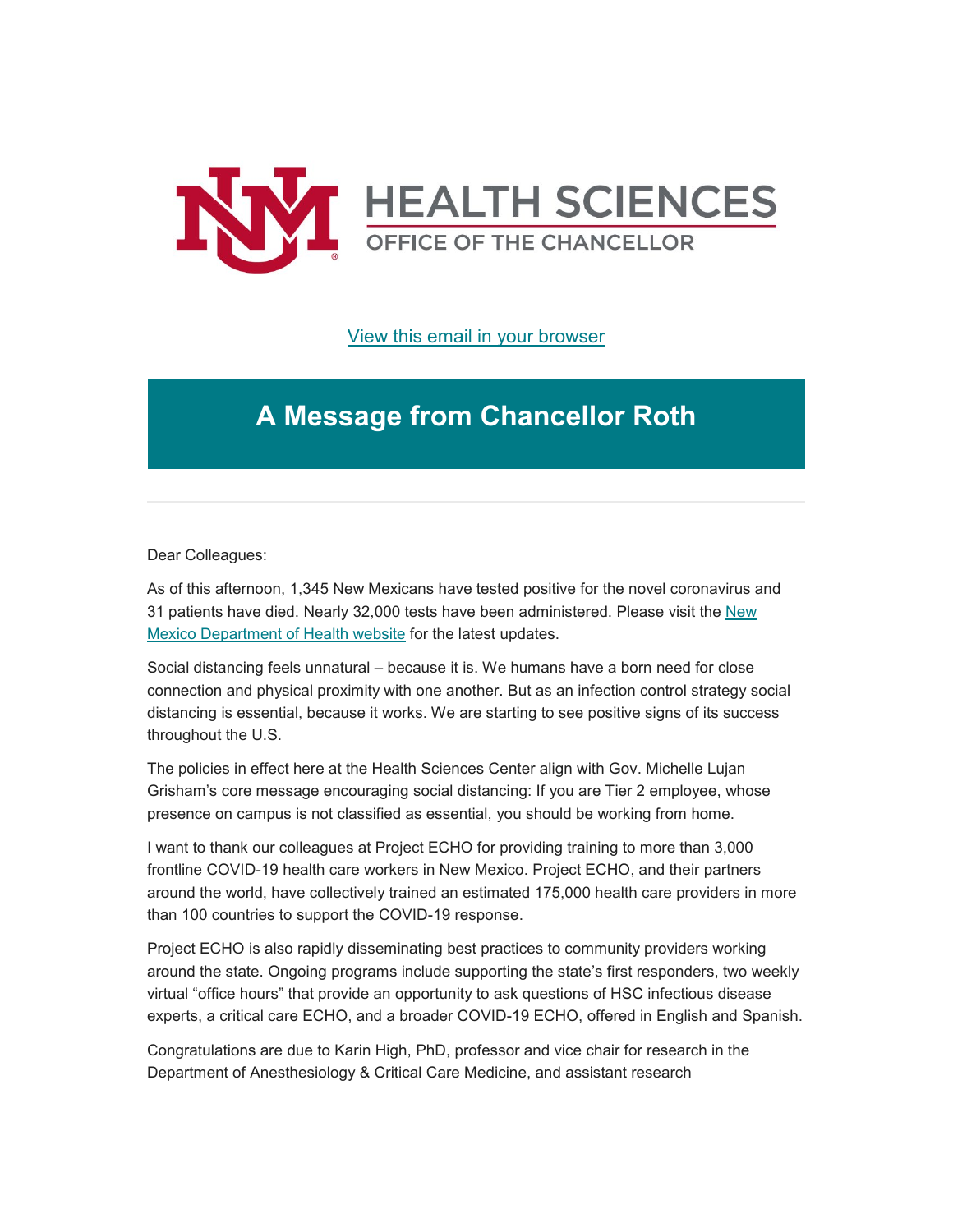[View this email in your browser](#)

# A Message from Chancellor Roth

Dear Colleagues:

As of this afternoon, 1,345 New Mexicans have tested positive for the novel coronavirus and 31 patients have died. Nearly 32,000 tests have been administered. Please visit the [New Mexico Department of Health website](#) for the latest updates.

Social distancing feels unnatural – because it is. We humans have a born need for close connection and physical proximity with one another. But as an infection control strategy social distancing is essential, because it works. We are starting to see positive signs of its success throughout the U.S.

The policies in effect here at the Health Sciences Center align with Gov. Michelle Lujan Grisham's core message encouraging social distancing: If you are Tier 2 employee, whose presence on campus is not classified as essential, you should be working from home.

I want to thank our colleagues at Project ECHO for providing training to more than 3,000 frontline COVID-19 health care workers in New Mexico. Project ECHO, and their partners around the world, have collectively trained an estimated 175,000 health care providers in more than 100 countries to support the COVID-19 response.

Project ECHO is also rapidly disseminating best practices to community providers working around the state. Ongoing programs include supporting the state's first responders, two weekly virtual "office hours" that provide an opportunity to ask questions of HSC infectious disease experts, a critical care ECHO, and a broader COVID-19 ECHO, offered in English and Spanish.

Congratulations are due to Karin High, PhD, professor and vice chair for research in the Department of Anesthesiology & Critical Care Medicine, and assistant research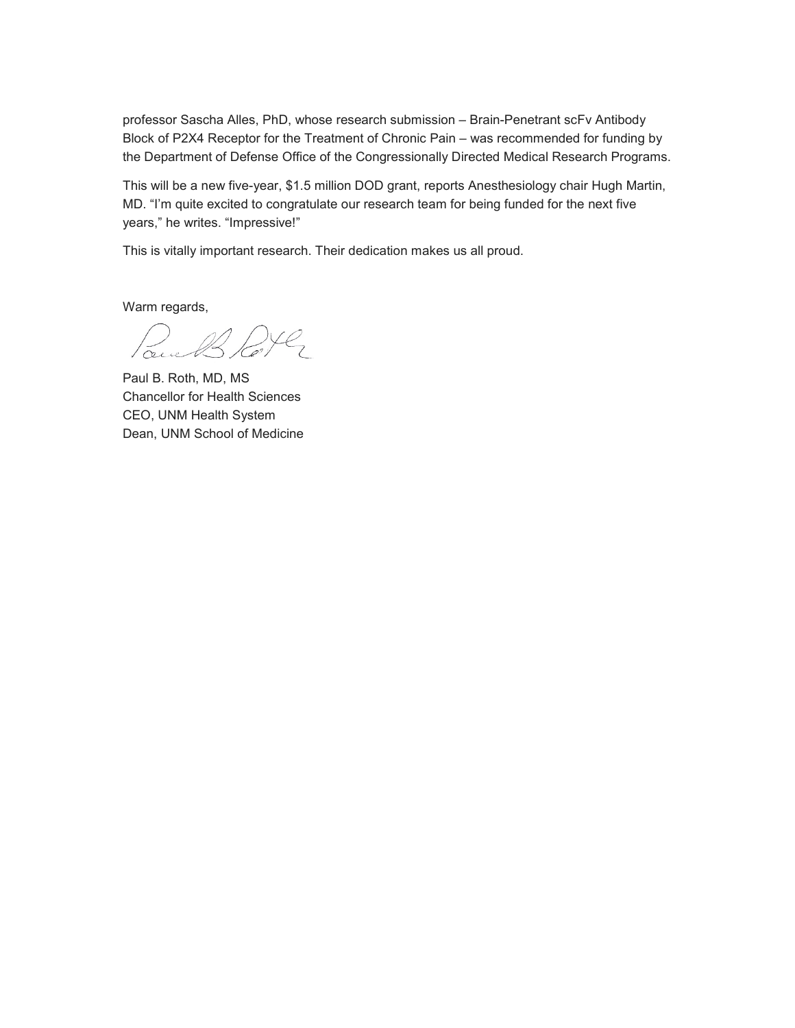professor Sascha Alles, PhD, whose research submission – Brain-Penetrant scFv Antibody Block of P2X4 Receptor for the Treatment of Chronic Pain – was recommended for funding by the Department of Defense Office of the Congressionally Directed Medical Research Programs.

This will be a new five-year, $1.5 million DOD grant, reports Anesthesiology chair Hugh Martin, MD. "I'm quite excited to congratulate our research team for being funded for the next five years," he writes. "Impressive!"

This is vitally important research. Their dedication makes us all proud.

Warm regards,

Paul B. Roth, MD, MS  
Chancellor for Health Sciences  
CEO, UNM Health System  
Dean, UNM School of Medicine